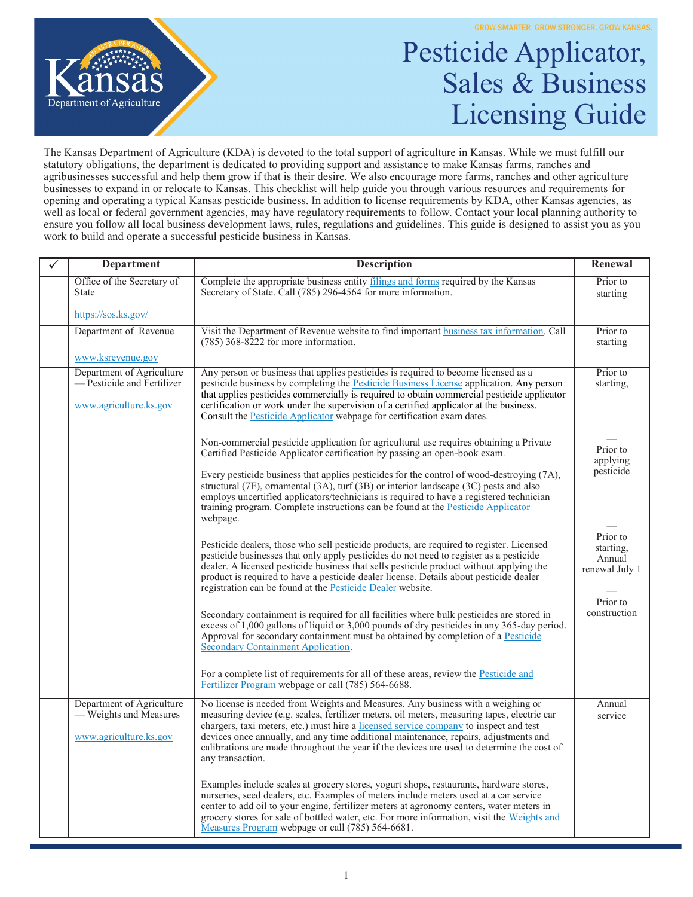GROW SMARTER. GROW STRONGER. GROW KANSAS.

Kansas Department of Agriculture

# Pesticide Applicator, Sales & Business Licensing Guide

The Kansas Department of Agriculture (KDA) is devoted to the total support of agriculture in Kansas. While we must fulfill our statutory obligations, the department is dedicated to providing support and assistance to make Kansas farms, ranches and agribusinesses successful and help them grow if that is their desire. We also encourage more farms, ranches and other agriculture businesses to expand in or relocate to Kansas. This checklist will help guide you through various resources and requirements for opening and operating a typical Kansas pesticide business. In addition to license requirements by KDA, other Kansas agencies, as well as local or federal government agencies, may have regulatory requirements to follow. Contact your local planning authority to ensure you follow all local business development laws, rules, regulations and guidelines. This guide is designed to assist you as you work to build and operate a successful pesticide business in Kansas.

| ✓ | Department | Description | Renewal |
|---|---|---|---|
| | Office of the Secretary of State<br><br>https://sos.ks.gov/ | Complete the appropriate business entity filings and forms required by the Kansas Secretary of State. Call (785) 296-4564 for more information. | Prior to starting |
| | Department of Revenue<br><br>www.ksrevenue.gov | Visit the Department of Revenue website to find important business tax information. Call (785) 368-8222 for more information. | Prior to starting |
| | Department of Agriculture — Pesticide and Fertilizer<br><br>www.agriculture.ks.gov | Any person or business that applies pesticides is required to become licensed as a pesticide business by completing the Pesticide Business License application. Any person that applies pesticides commercially is required to obtain commercial pesticide applicator certification or work under the supervision of a certified applicator at the business. Consult the Pesticide Applicator webpage for certification exam dates.<br><br>Non-commercial pesticide application for agricultural use requires obtaining a Private Certified Pesticide Applicator certification by passing an open-book exam.<br><br>Every pesticide business that applies pesticides for the control of wood-destroying (7A), structural (7E), ornamental (3A), turf (3B) or interior landscape (3C) pests and also employs uncertified applicators/technicians is required to have a registered technician training program. Complete instructions can be found at the Pesticide Applicator webpage.<br><br>Pesticide dealers, those who sell pesticide products, are required to register. Licensed pesticide businesses that only apply pesticides do not need to register as a pesticide dealer. A licensed pesticide business that sells pesticide product without applying the product is required to have a pesticide dealer license. Details about pesticide dealer registration can be found at the Pesticide Dealer website.<br><br>Secondary containment is required for all facilities where bulk pesticides are stored in excess of 1,000 gallons of liquid or 3,000 pounds of dry pesticides in any 365-day period. Approval for secondary containment must be obtained by completion of a Pesticide Secondary Containment Application.<br><br>For a complete list of requirements for all of these areas, review the Pesticide and Fertilizer Program webpage or call (785) 564-6688. | Prior to starting,<br>—<br>Prior to applying pesticide<br>—<br>Prior to starting, Annual renewal July 1<br>—<br>Prior to construction |
| | Department of Agriculture — Weights and Measures<br><br>www.agriculture.ks.gov | No license is needed from Weights and Measures. Any business with a weighing or measuring device (e.g. scales, fertilizer meters, oil meters, measuring tapes, electric car chargers, taxi meters, etc.) must hire a licensed service company to inspect and test devices once annually, and any time additional maintenance, repairs, adjustments and calibrations are made throughout the year if the devices are used to determine the cost of any transaction.<br><br>Examples include scales at grocery stores, yogurt shops, restaurants, hardware stores, nurseries, seed dealers, etc. Examples of meters include meters used at a car service center to add oil to your engine, fertilizer meters at agronomy centers, water meters in grocery stores for sale of bottled water, etc. For more information, visit the Weights and Measures Program webpage or call (785) 564-6681. | Annual service |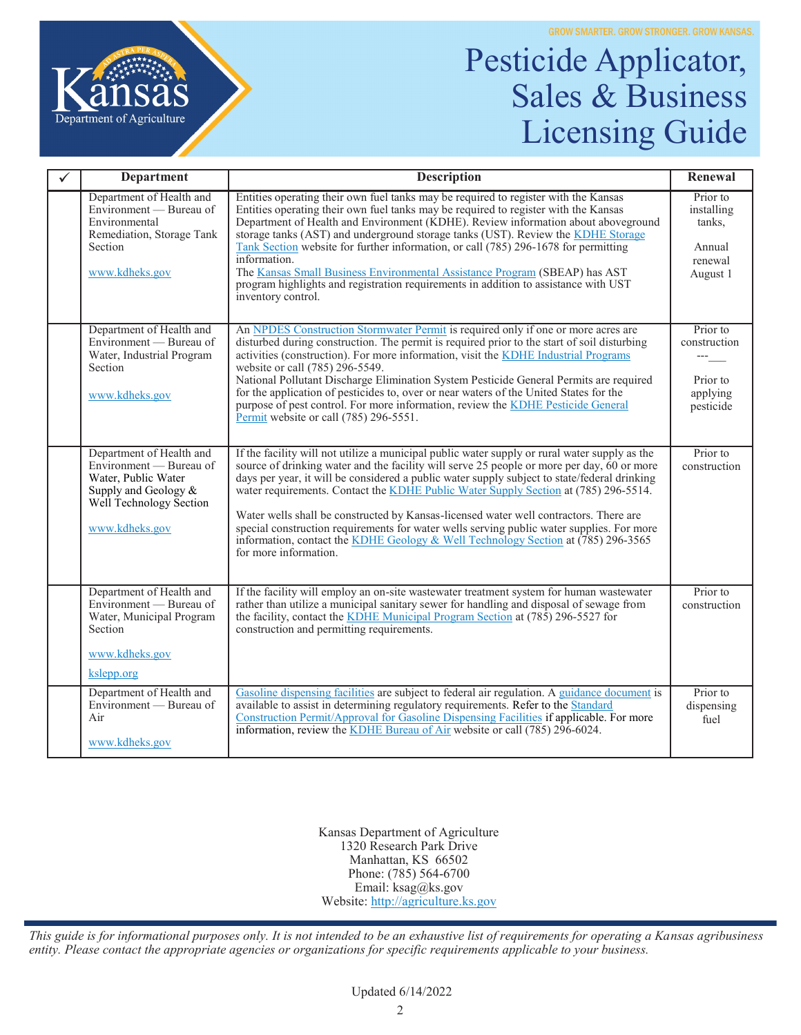GROW SMARTER. GROW STRONGER. GROW KANSAS.

# Pesticide Applicator, Sales & Business Licensing Guide

| ✓ | Department | Description | Renewal |
|---|---|---|---|
| | Department of Health and Environment — Bureau of Environmental Remediation, Storage Tank Section<br><br>www.kdheks.gov | Entities operating their own fuel tanks may be required to register with the Kansas Entities operating their own fuel tanks may be required to register with the Kansas Department of Health and Environment (KDHE). Review information about aboveground storage tanks (AST) and underground storage tanks (UST). Review the KDHE Storage Tank Section website for further information, or call (785) 296-1678 for permitting information.<br>The Kansas Small Business Environmental Assistance Program (SBEAP) has AST program highlights and registration requirements in addition to assistance with UST inventory control. | Prior to installing tanks,<br><br>Annual renewal August 1 |
| | Department of Health and Environment — Bureau of Water, Industrial Program Section<br><br>www.kdheks.gov | An NPDES Construction Stormwater Permit is required only if one or more acres are disturbed during construction. The permit is required prior to the start of soil disturbing activities (construction). For more information, visit the KDHE Industrial Programs website or call (785) 296-5549.<br>National Pollutant Discharge Elimination System Pesticide General Permits are required for the application of pesticides to, over or near waters of the United States for the purpose of pest control. For more information, review the KDHE Pesticide General Permit website or call (785) 296-5551. | Prior to construction<br>---___<br>Prior to applying pesticide |
| | Department of Health and Environment — Bureau of Water, Public Water Supply and Geology & Well Technology Section<br><br>www.kdheks.gov | If the facility will not utilize a municipal public water supply or rural water supply as the source of drinking water and the facility will serve 25 people or more per day, 60 or more days per year, it will be considered a public water supply subject to state/federal drinking water requirements. Contact the KDHE Public Water Supply Section at (785) 296-5514.<br><br>Water wells shall be constructed by Kansas-licensed water well contractors. There are special construction requirements for water wells serving public water supplies. For more information, contact the KDHE Geology & Well Technology Section at (785) 296-3565 for more information. | Prior to construction |
| | Department of Health and Environment — Bureau of Water, Municipal Program Section<br><br>www.kdheks.gov<br><br>kslepp.org | If the facility will employ an on-site wastewater treatment system for human wastewater rather than utilize a municipal sanitary sewer for handling and disposal of sewage from the facility, contact the KDHE Municipal Program Section at (785) 296-5527 for construction and permitting requirements. | Prior to construction |
| | Department of Health and Environment — Bureau of Air<br><br>www.kdheks.gov | Gasoline dispensing facilities are subject to federal air regulation. A guidance document is available to assist in determining regulatory requirements. Refer to the Standard Construction Permit/Approval for Gasoline Dispensing Facilities if applicable. For more information, review the KDHE Bureau of Air website or call (785) 296-6024. | Prior to dispensing fuel |

Kansas Department of Agriculture
1320 Research Park Drive
Manhattan, KS 66502
Phone: (785) 564-6700
Email: ksag@ks.gov
Website: http://agriculture.ks.gov

*This guide is for informational purposes only. It is not intended to be an exhaustive list of requirements for operating a Kansas agribusiness entity. Please contact the appropriate agencies or organizations for specific requirements applicable to your business.*

Updated 6/14/2022